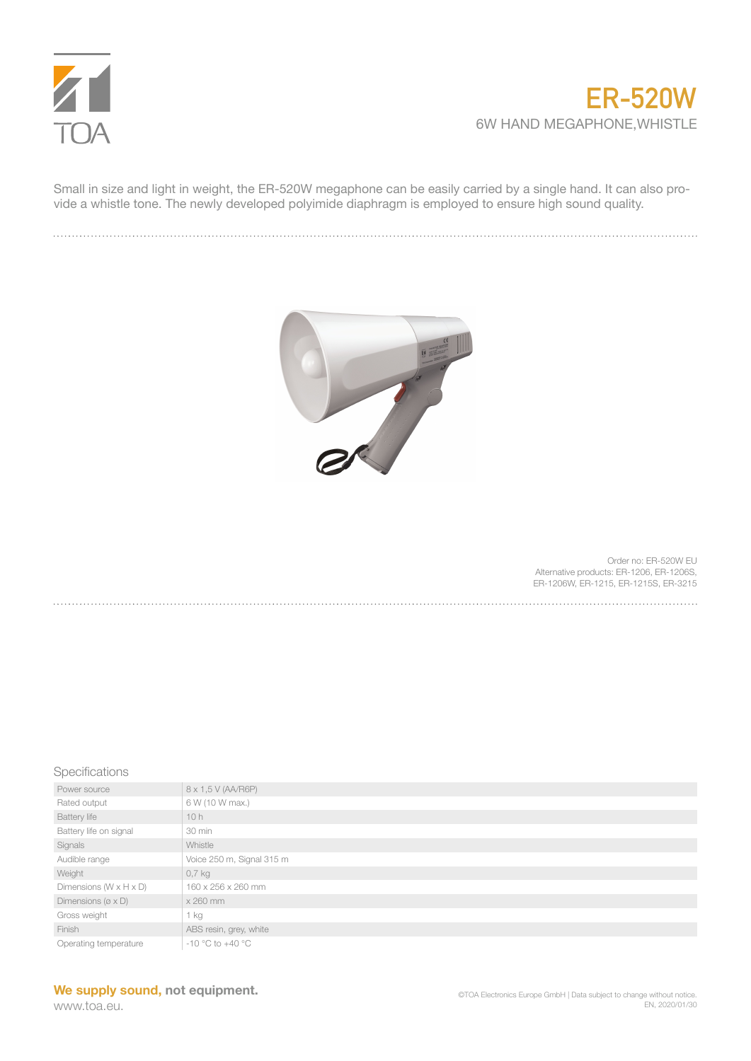TOA

# ER-520W

## 6W HAND MEGAPHONE,WHISTLE

Small in size and light in weight, the ER-520W megaphone can be easily carried by a single hand. It can also provide a whistle tone. The newly developed polyimide diaphragm is employed to ensure high sound quality.

Order no: ER-520W EU
Alternative products: ER-1206, ER-1206S, ER-1206W, ER-1215, ER-1215S, ER-3215

### Specifications

| | |
|---|---|
| Power source | 8 x 1,5 V (AA/R6P) |
| Rated output | 6 W (10 W max.) |
| Battery life | 10 h |
| Battery life on signal | 30 min |
| Signals | Whistle |
| Audible range | Voice 250 m, Signal 315 m |
| Weight | 0,7 kg |
| Dimensions (W x H x D) | 160 x 256 x 260 mm |
| Dimensions (ø x D) | x 260 mm |
| Gross weight | 1 kg |
| Finish | ABS resin, grey, white |
| Operating temperature | -10 °C to +40 °C |

**We supply sound, not equipment.**
www.toa.eu.

©TOA Electronics Europe GmbH | Data subject to change without notice.
EN, 2020/01/30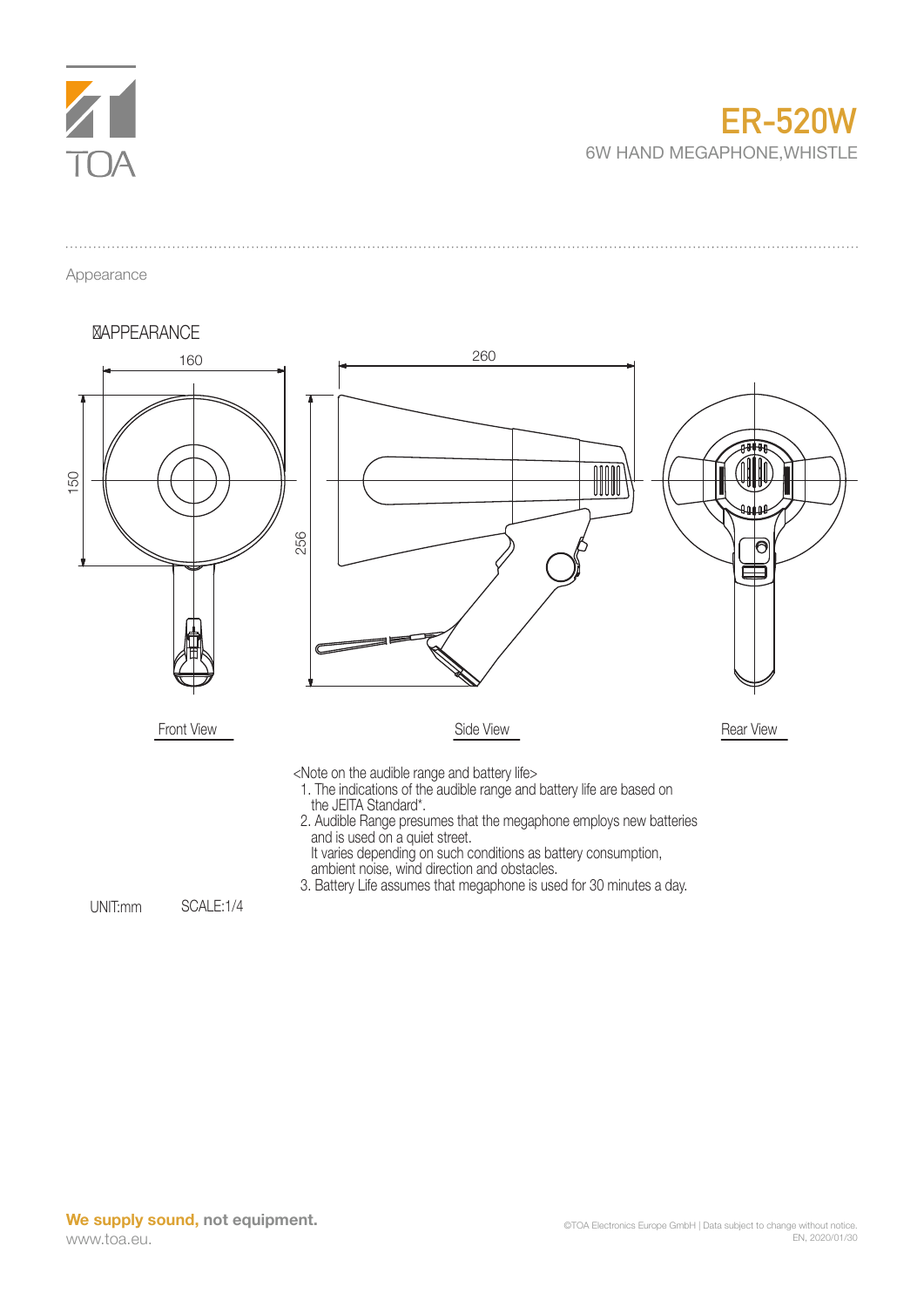# ER-520W

6W HAND MEGAPHONE,WHISTLE

Appearance

■APPEARANCE

160

260

150

256

Front View

Side View

Rear View

<Note on the audible range and battery life>

1. The indications of the audible range and battery life are based on the JEITA Standard*.
2. Audible Range presumes that the megaphone employs new batteries and is used on a quiet street.
   It varies depending on such conditions as battery consumption, ambient noise, wind direction and obstacles.
3. Battery Life assumes that megaphone is used for 30 minutes a day.

UNIT:mm SCALE:1/4

**We supply sound, not equipment.**
www.toa.eu.

©TOA Electronics Europe GmbH | Data subject to change without notice.
EN, 2020/01/30